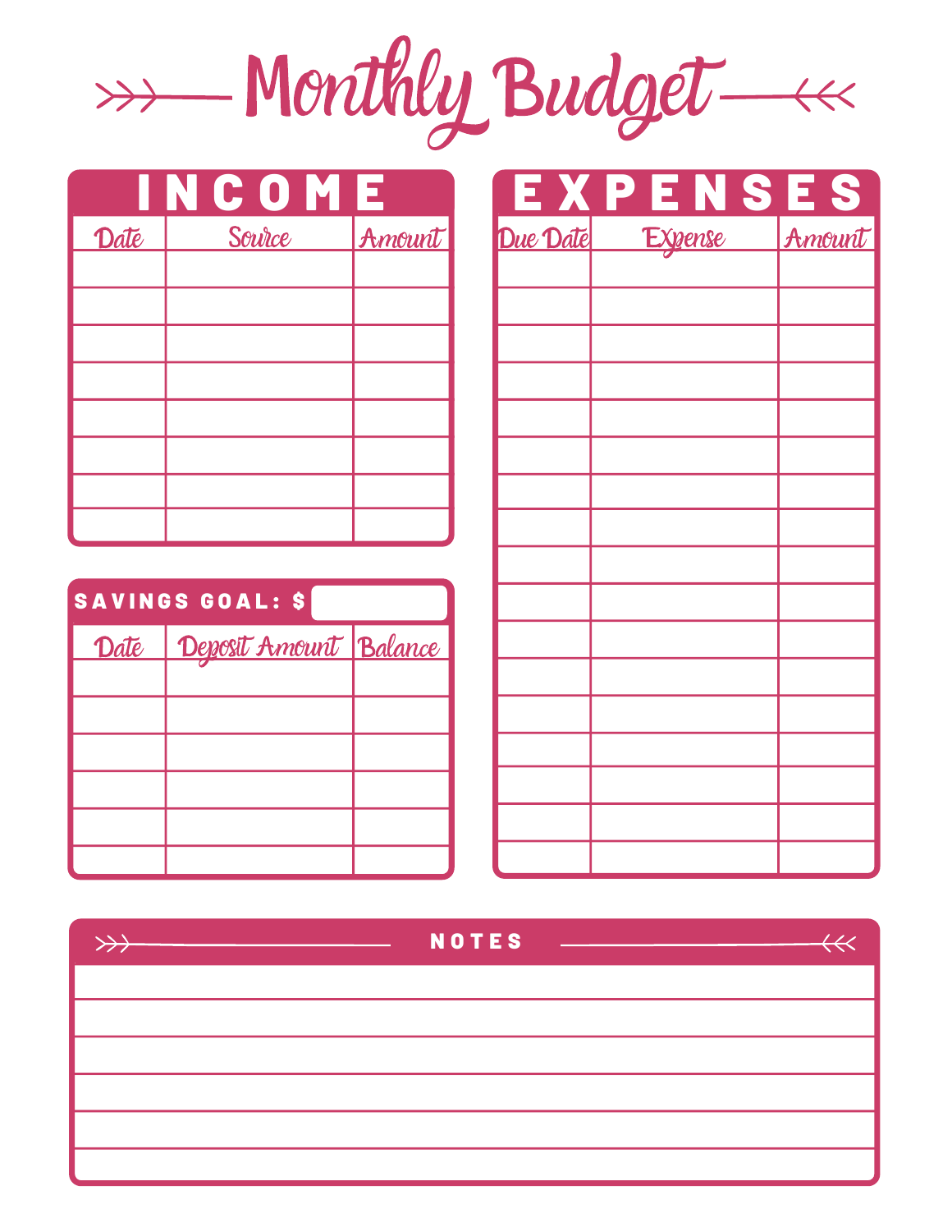# Monthly Budget

## INCOME

| Date | Source | Amount |
| --- | --- | --- |
| | | |
| | | |
| | | |
| | | |
| | | |
| | | |
| | | |
| | | |

## SAVINGS GOAL: $

| Date | Deposit Amount | Balance |
| --- | --- | --- |
| | | |
| | | |
| | | |
| | | |
| | | |
| | | |

## EXPENSES

| Due Date | Expense | Amount |
| --- | --- | --- |
| | | |
| | | |
| | | |
| | | |
| | | |
| | | |
| | | |
| | | |
| | | |
| | | |
| | | |
| | | |
| | | |
| | | |
| | | |
| | | |
| | | |

## NOTES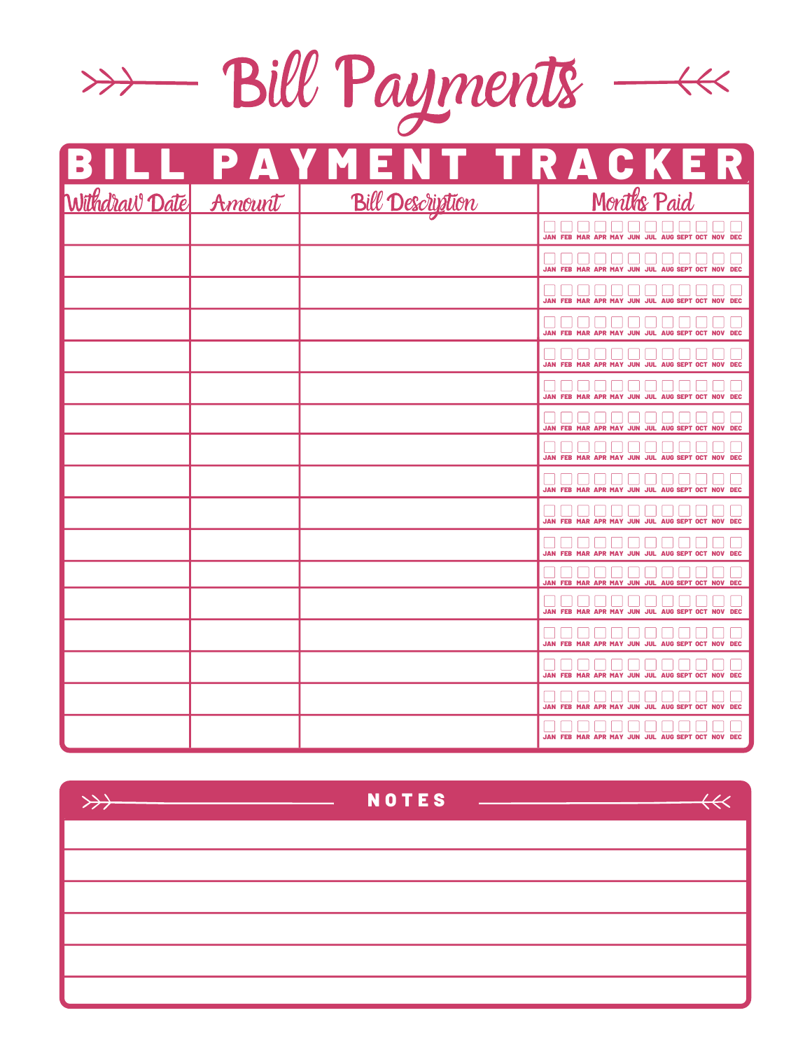# Bill Payments

## BILL PAYMENT TRACKER

| Withdraw Date | Amount | Bill Description | Months Paid |
|---|---|---|---|
| | | | ☐ JAN ☐ FEB ☐ MAR ☐ APR ☐ MAY ☐ JUN ☐ JUL ☐ AUG ☐ SEPT ☐ OCT ☐ NOV ☐ DEC |
| | | | ☐ JAN ☐ FEB ☐ MAR ☐ APR ☐ MAY ☐ JUN ☐ JUL ☐ AUG ☐ SEPT ☐ OCT ☐ NOV ☐ DEC |
| | | | ☐ JAN ☐ FEB ☐ MAR ☐ APR ☐ MAY ☐ JUN ☐ JUL ☐ AUG ☐ SEPT ☐ OCT ☐ NOV ☐ DEC |
| | | | ☐ JAN ☐ FEB ☐ MAR ☐ APR ☐ MAY ☐ JUN ☐ JUL ☐ AUG ☐ SEPT ☐ OCT ☐ NOV ☐ DEC |
| | | | ☐ JAN ☐ FEB ☐ MAR ☐ APR ☐ MAY ☐ JUN ☐ JUL ☐ AUG ☐ SEPT ☐ OCT ☐ NOV ☐ DEC |
| | | | ☐ JAN ☐ FEB ☐ MAR ☐ APR ☐ MAY ☐ JUN ☐ JUL ☐ AUG ☐ SEPT ☐ OCT ☐ NOV ☐ DEC |
| | | | ☐ JAN ☐ FEB ☐ MAR ☐ APR ☐ MAY ☐ JUN ☐ JUL ☐ AUG ☐ SEPT ☐ OCT ☐ NOV ☐ DEC |
| | | | ☐ JAN ☐ FEB ☐ MAR ☐ APR ☐ MAY ☐ JUN ☐ JUL ☐ AUG ☐ SEPT ☐ OCT ☐ NOV ☐ DEC |
| | | | ☐ JAN ☐ FEB ☐ MAR ☐ APR ☐ MAY ☐ JUN ☐ JUL ☐ AUG ☐ SEPT ☐ OCT ☐ NOV ☐ DEC |
| | | | ☐ JAN ☐ FEB ☐ MAR ☐ APR ☐ MAY ☐ JUN ☐ JUL ☐ AUG ☐ SEPT ☐ OCT ☐ NOV ☐ DEC |
| | | | ☐ JAN ☐ FEB ☐ MAR ☐ APR ☐ MAY ☐ JUN ☐ JUL ☐ AUG ☐ SEPT ☐ OCT ☐ NOV ☐ DEC |
| | | | ☐ JAN ☐ FEB ☐ MAR ☐ APR ☐ MAY ☐ JUN ☐ JUL ☐ AUG ☐ SEPT ☐ OCT ☐ NOV ☐ DEC |
| | | | ☐ JAN ☐ FEB ☐ MAR ☐ APR ☐ MAY ☐ JUN ☐ JUL ☐ AUG ☐ SEPT ☐ OCT ☐ NOV ☐ DEC |
| | | | ☐ JAN ☐ FEB ☐ MAR ☐ APR ☐ MAY ☐ JUN ☐ JUL ☐ AUG ☐ SEPT ☐ OCT ☐ NOV ☐ DEC |
| | | | ☐ JAN ☐ FEB ☐ MAR ☐ APR ☐ MAY ☐ JUN ☐ JUL ☐ AUG ☐ SEPT ☐ OCT ☐ NOV ☐ DEC |
| | | | ☐ JAN ☐ FEB ☐ MAR ☐ APR ☐ MAY ☐ JUN ☐ JUL ☐ AUG ☐ SEPT ☐ OCT ☐ NOV ☐ DEC |
| | | | ☐ JAN ☐ FEB ☐ MAR ☐ APR ☐ MAY ☐ JUN ☐ JUL ☐ AUG ☐ SEPT ☐ OCT ☐ NOV ☐ DEC |

## NOTES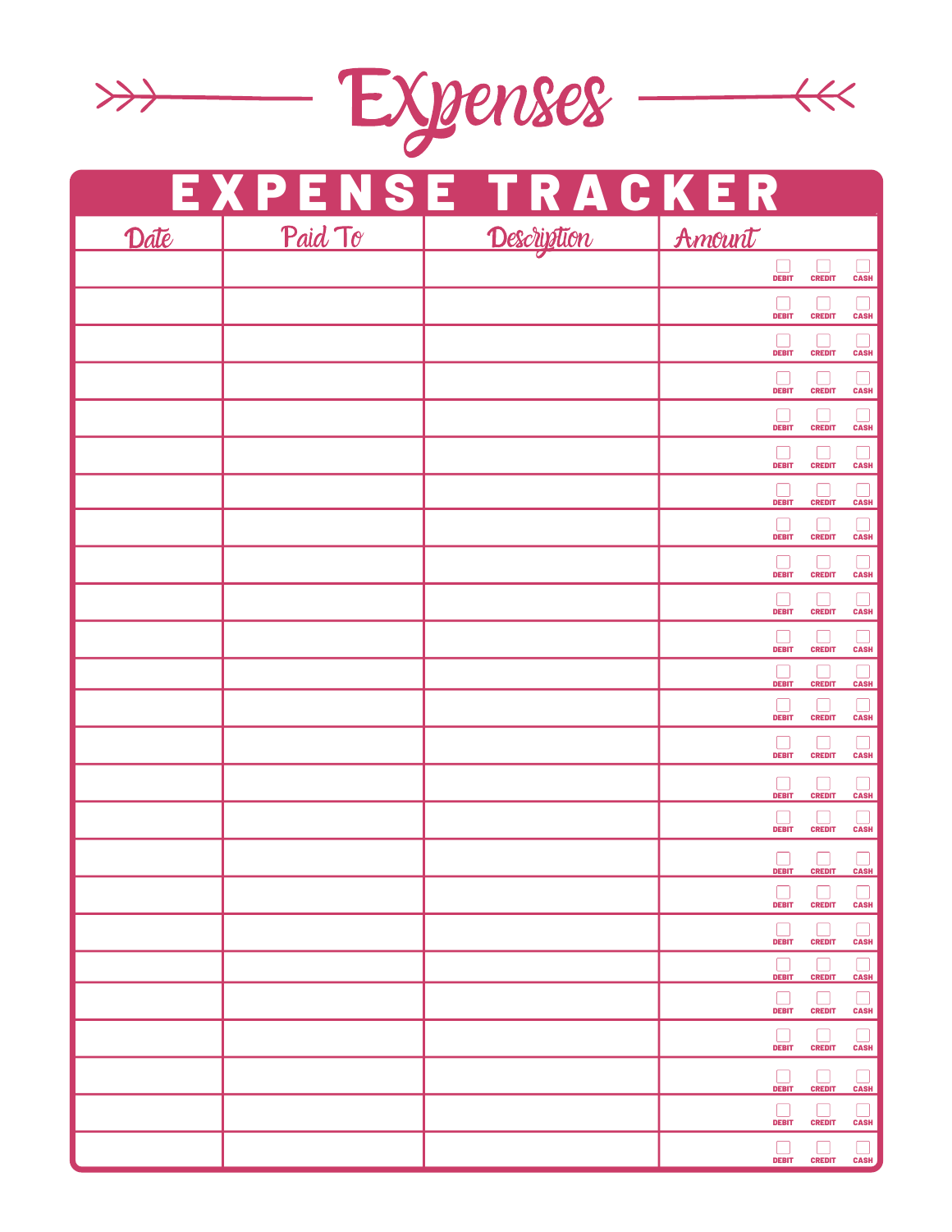# Expenses

## EXPENSE TRACKER

| Date | Paid To | Description | Amount |
|---|---|---|---|
| | | | ☐ DEBIT ☐ CREDIT ☐ CASH |
| | | | ☐ DEBIT ☐ CREDIT ☐ CASH |
| | | | ☐ DEBIT ☐ CREDIT ☐ CASH |
| | | | ☐ DEBIT ☐ CREDIT ☐ CASH |
| | | | ☐ DEBIT ☐ CREDIT ☐ CASH |
| | | | ☐ DEBIT ☐ CREDIT ☐ CASH |
| | | | ☐ DEBIT ☐ CREDIT ☐ CASH |
| | | | ☐ DEBIT ☐ CREDIT ☐ CASH |
| | | | ☐ DEBIT ☐ CREDIT ☐ CASH |
| | | | ☐ DEBIT ☐ CREDIT ☐ CASH |
| | | | ☐ DEBIT ☐ CREDIT ☐ CASH |
| | | | ☐ DEBIT ☐ CREDIT ☐ CASH |
| | | | ☐ DEBIT ☐ CREDIT ☐ CASH |
| | | | ☐ DEBIT ☐ CREDIT ☐ CASH |
| | | | ☐ DEBIT ☐ CREDIT ☐ CASH |
| | | | ☐ DEBIT ☐ CREDIT ☐ CASH |
| | | | ☐ DEBIT ☐ CREDIT ☐ CASH |
| | | | ☐ DEBIT ☐ CREDIT ☐ CASH |
| | | | ☐ DEBIT ☐ CREDIT ☐ CASH |
| | | | ☐ DEBIT ☐ CREDIT ☐ CASH |
| | | | ☐ DEBIT ☐ CREDIT ☐ CASH |
| | | | ☐ DEBIT ☐ CREDIT ☐ CASH |
| | | | ☐ DEBIT ☐ CREDIT ☐ CASH |
| | | | ☐ DEBIT ☐ CREDIT ☐ CASH |
| | | | ☐ DEBIT ☐ CREDIT ☐ CASH |